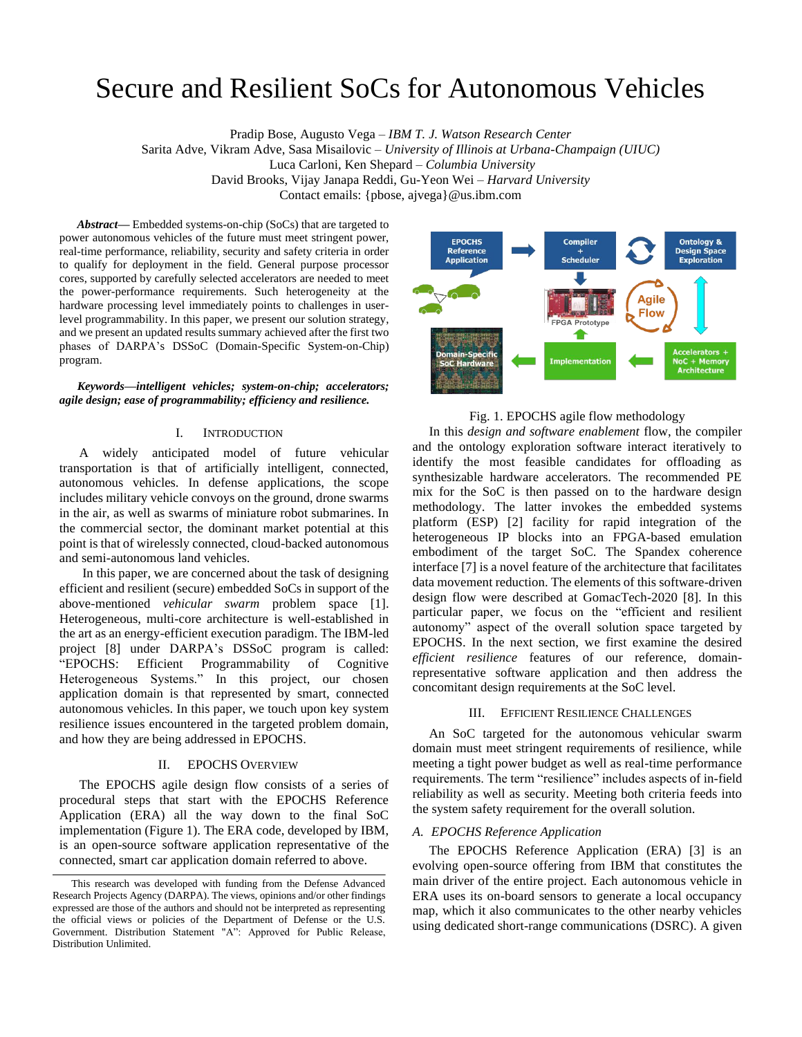# Secure and Resilient SoCs for Autonomous Vehicles

Pradip Bose, Augusto Vega – *IBM T. J. Watson Research Center*
Sarita Adve, Vikram Adve, Sasa Misailovic – *University of Illinois at Urbana-Champaign (UIUC)*
Luca Carloni, Ken Shepard – *Columbia University*
David Brooks, Vijay Janapa Reddi, Gu-Yeon Wei – *Harvard University*
Contact emails: {pbose, ajvega}@us.ibm.com

***Abstract*—** Embedded systems-on-chip (SoCs) that are targeted to power autonomous vehicles of the future must meet stringent power, real-time performance, reliability, security and safety criteria in order to qualify for deployment in the field. General purpose processor cores, supported by carefully selected accelerators are needed to meet the power-performance requirements. Such heterogeneity at the hardware processing level immediately points to challenges in user-level programmability. In this paper, we present our solution strategy, and we present an updated results summary achieved after the first two phases of DARPA's DSSoC (Domain-Specific System-on-Chip) program.

***Keywords—intelligent vehicles; system-on-chip; accelerators; agile design; ease of programmability; efficiency and resilience.***

## I. Introduction

A widely anticipated model of future vehicular transportation is that of artificially intelligent, connected, autonomous vehicles. In defense applications, the scope includes military vehicle convoys on the ground, drone swarms in the air, as well as swarms of miniature robot submarines. In the commercial sector, the dominant market potential at this point is that of wirelessly connected, cloud-backed autonomous and semi-autonomous land vehicles.

In this paper, we are concerned about the task of designing efficient and resilient (secure) embedded SoCs in support of the above-mentioned *vehicular swarm* problem space [1]. Heterogeneous, multi-core architecture is well-established in the art as an energy-efficient execution paradigm. The IBM-led project [8] under DARPA's DSSoC program is called: "EPOCHS: Efficient Programmability of Cognitive Heterogeneous Systems." In this project, our chosen application domain is that represented by smart, connected autonomous vehicles. In this paper, we touch upon key system resilience issues encountered in the targeted problem domain, and how they are being addressed in EPOCHS.

## II. EPOCHS Overview

The EPOCHS agile design flow consists of a series of procedural steps that start with the EPOCHS Reference Application (ERA) all the way down to the final SoC implementation (Figure 1). The ERA code, developed by IBM, is an open-source software application representative of the connected, smart car application domain referred to above.

Fig. 1. EPOCHS agile flow methodology

In this *design and software enablement* flow, the compiler and the ontology exploration software interact iteratively to identify the most feasible candidates for offloading as synthesizable hardware accelerators. The recommended PE mix for the SoC is then passed on to the hardware design methodology. The latter invokes the embedded systems platform (ESP) [2] facility for rapid integration of the heterogeneous IP blocks into an FPGA-based emulation embodiment of the target SoC. The Spandex coherence interface [7] is a novel feature of the architecture that facilitates data movement reduction. The elements of this software-driven design flow were described at GomacTech-2020 [8]. In this particular paper, we focus on the "efficient and resilient autonomy" aspect of the overall solution space targeted by EPOCHS. In the next section, we first examine the desired *efficient resilience* features of our reference, domain-representative software application and then address the concomitant design requirements at the SoC level.

## III. Efficient Resilience Challenges

An SoC targeted for the autonomous vehicular swarm domain must meet stringent requirements of resilience, while meeting a tight power budget as well as real-time performance requirements. The term "resilience" includes aspects of in-field reliability as well as security. Meeting both criteria feeds into the system safety requirement for the overall solution.

### *A. EPOCHS Reference Application*

The EPOCHS Reference Application (ERA) [3] is an evolving open-source offering from IBM that constitutes the main driver of the entire project. Each autonomous vehicle in ERA uses its on-board sensors to generate a local occupancy map, which it also communicates to the other nearby vehicles using dedicated short-range communications (DSRC). A given

This research was developed with funding from the Defense Advanced Research Projects Agency (DARPA). The views, opinions and/or other findings expressed are those of the authors and should not be interpreted as representing the official views or policies of the Department of Defense or the U.S. Government. Distribution Statement "A": Approved for Public Release, Distribution Unlimited.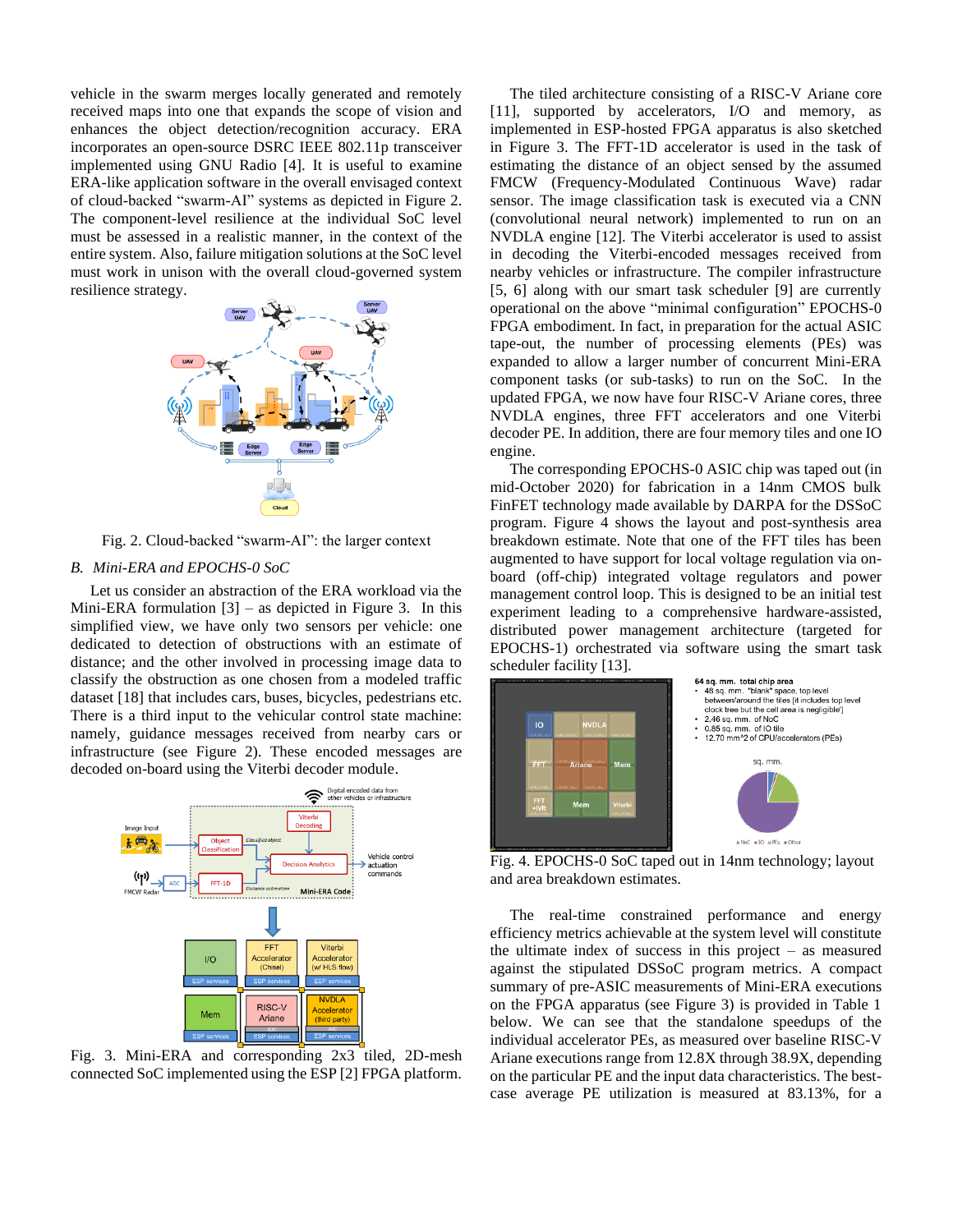vehicle in the swarm merges locally generated and remotely received maps into one that expands the scope of vision and enhances the object detection/recognition accuracy. ERA incorporates an open-source DSRC IEEE 802.11p transceiver implemented using GNU Radio [4]. It is useful to examine ERA-like application software in the overall envisaged context of cloud-backed "swarm-AI" systems as depicted in Figure 2. The component-level resilience at the individual SoC level must be assessed in a realistic manner, in the context of the entire system. Also, failure mitigation solutions at the SoC level must work in unison with the overall cloud-governed system resilience strategy.

Fig. 2. Cloud-backed "swarm-AI": the larger context

### B. Mini-ERA and EPOCHS-0 SoC

Let us consider an abstraction of the ERA workload via the Mini-ERA formulation [3] – as depicted in Figure 3. In this simplified view, we have only two sensors per vehicle: one dedicated to detection of obstructions with an estimate of distance; and the other involved in processing image data to classify the obstruction as one chosen from a modeled traffic dataset [18] that includes cars, buses, bicycles, pedestrians etc. There is a third input to the vehicular control state machine: namely, guidance messages received from nearby cars or infrastructure (see Figure 2). These encoded messages are decoded on-board using the Viterbi decoder module.

Fig. 3. Mini-ERA and corresponding 2x3 tiled, 2D-mesh connected SoC implemented using the ESP [2] FPGA platform.

The tiled architecture consisting of a RISC-V Ariane core [11], supported by accelerators, I/O and memory, as implemented in ESP-hosted FPGA apparatus is also sketched in Figure 3. The FFT-1D accelerator is used in the task of estimating the distance of an object sensed by the assumed FMCW (Frequency-Modulated Continuous Wave) radar sensor. The image classification task is executed via a CNN (convolutional neural network) implemented to run on an NVDLA engine [12]. The Viterbi accelerator is used to assist in decoding the Viterbi-encoded messages received from nearby vehicles or infrastructure. The compiler infrastructure [5, 6] along with our smart task scheduler [9] are currently operational on the above "minimal configuration" EPOCHS-0 FPGA embodiment. In fact, in preparation for the actual ASIC tape-out, the number of processing elements (PEs) was expanded to allow a larger number of concurrent Mini-ERA component tasks (or sub-tasks) to run on the SoC. In the updated FPGA, we now have four RISC-V Ariane cores, three NVDLA engines, three FFT accelerators and one Viterbi decoder PE. In addition, there are four memory tiles and one IO engine.

The corresponding EPOCHS-0 ASIC chip was taped out (in mid-October 2020) for fabrication in a 14nm CMOS bulk FinFET technology made available by DARPA for the DSSoC program. Figure 4 shows the layout and post-synthesis area breakdown estimate. Note that one of the FFT tiles has been augmented to have support for local voltage regulation via on-board (off-chip) integrated voltage regulators and power management control loop. This is designed to be an initial test experiment leading to a comprehensive hardware-assisted, distributed power management architecture (targeted for EPOCHS-1) orchestrated via software using the smart task scheduler facility [13].

Fig. 4. EPOCHS-0 SoC taped out in 14nm technology; layout and area breakdown estimates.

The real-time constrained performance and energy efficiency metrics achievable at the system level will constitute the ultimate index of success in this project – as measured against the stipulated DSSoC program metrics. A compact summary of pre-ASIC measurements of Mini-ERA executions on the FPGA apparatus (see Figure 3) is provided in Table 1 below. We can see that the standalone speedups of the individual accelerator PEs, as measured over baseline RISC-V Ariane executions range from 12.8X through 38.9X, depending on the particular PE and the input data characteristics. The best-case average PE utilization is measured at 83.13%, for a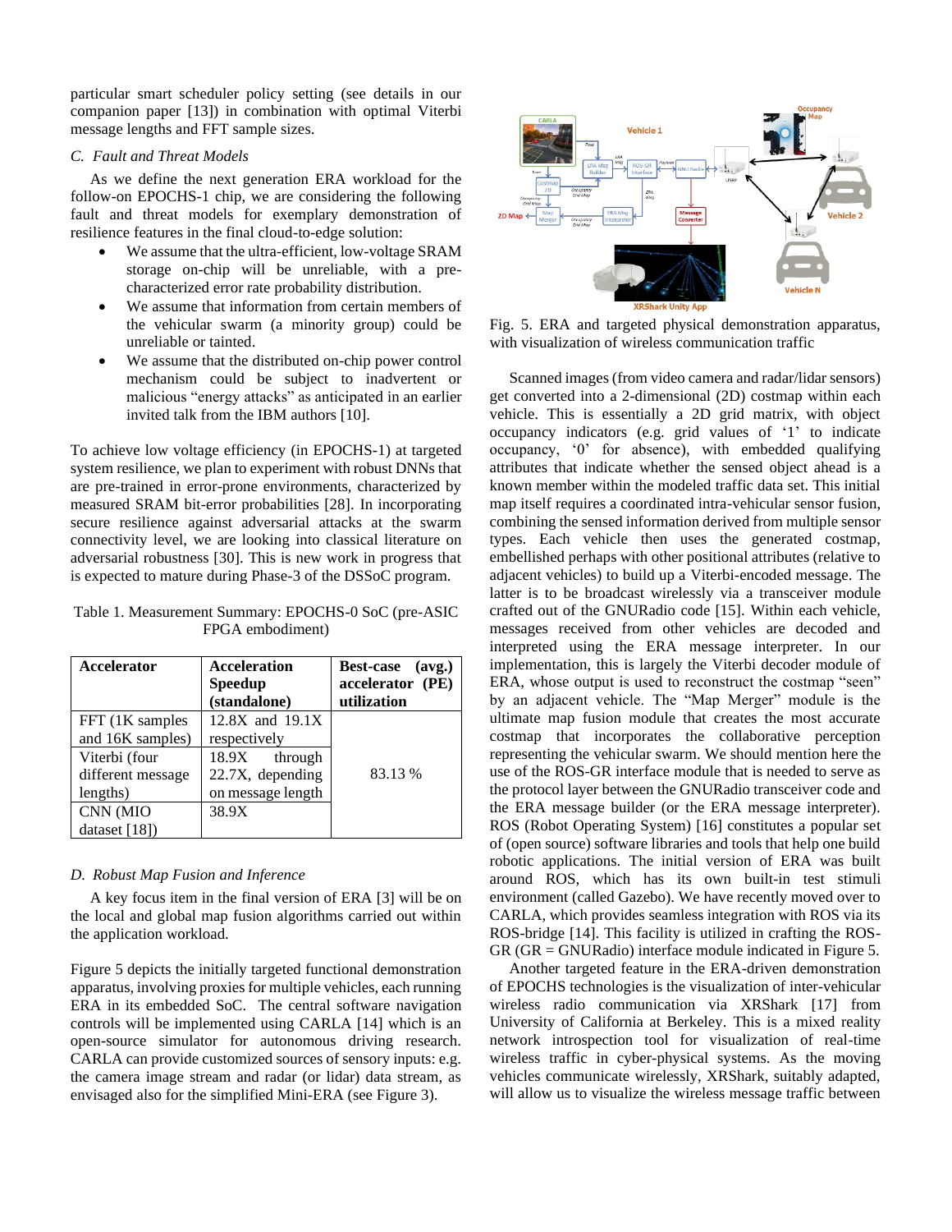particular smart scheduler policy setting (see details in our companion paper [13]) in combination with optimal Viterbi message lengths and FFT sample sizes.

### C. Fault and Threat Models

As we define the next generation ERA workload for the follow-on EPOCHS-1 chip, we are considering the following fault and threat models for exemplary demonstration of resilience features in the final cloud-to-edge solution:

- We assume that the ultra-efficient, low-voltage SRAM storage on-chip will be unreliable, with a pre-characterized error rate probability distribution.
- We assume that information from certain members of the vehicular swarm (a minority group) could be unreliable or tainted.
- We assume that the distributed on-chip power control mechanism could be subject to inadvertent or malicious "energy attacks" as anticipated in an earlier invited talk from the IBM authors [10].

To achieve low voltage efficiency (in EPOCHS-1) at targeted system resilience, we plan to experiment with robust DNNs that are pre-trained in error-prone environments, characterized by measured SRAM bit-error probabilities [28]. In incorporating secure resilience against adversarial attacks at the swarm connectivity level, we are looking into classical literature on adversarial robustness [30]. This is new work in progress that is expected to mature during Phase-3 of the DSSoC program.

Table 1. Measurement Summary: EPOCHS-0 SoC (pre-ASIC FPGA embodiment)

| Accelerator | Acceleration Speedup (standalone) | Best-case (avg.) accelerator (PE) utilization |
|---|---|---|
| FFT (1K samples and 16K samples) | 12.8X and 19.1X respectively | 83.13 % |
| Viterbi (four different message lengths) | 18.9X through 22.7X, depending on message length | |
| CNN (MIO dataset [18]) | 38.9X | |

### D. Robust Map Fusion and Inference

A key focus item in the final version of ERA [3] will be on the local and global map fusion algorithms carried out within the application workload.

Figure 5 depicts the initially targeted functional demonstration apparatus, involving proxies for multiple vehicles, each running ERA in its embedded SoC. The central software navigation controls will be implemented using CARLA [14] which is an open-source simulator for autonomous driving research. CARLA can provide customized sources of sensory inputs: e.g. the camera image stream and radar (or lidar) data stream, as envisaged also for the simplified Mini-ERA (see Figure 3).

Fig. 5. ERA and targeted physical demonstration apparatus, with visualization of wireless communication traffic

Scanned images (from video camera and radar/lidar sensors) get converted into a 2-dimensional (2D) costmap within each vehicle. This is essentially a 2D grid matrix, with object occupancy indicators (e.g. grid values of '1' to indicate occupancy, '0' for absence), with embedded qualifying attributes that indicate whether the sensed object ahead is a known member within the modeled traffic data set. This initial map itself requires a coordinated intra-vehicular sensor fusion, combining the sensed information derived from multiple sensor types. Each vehicle then uses the generated costmap, embellished perhaps with other positional attributes (relative to adjacent vehicles) to build up a Viterbi-encoded message. The latter is to be broadcast wirelessly via a transceiver module crafted out of the GNURadio code [15]. Within each vehicle, messages received from other vehicles are decoded and interpreted using the ERA message interpreter. In our implementation, this is largely the Viterbi decoder module of ERA, whose output is used to reconstruct the costmap "seen" by an adjacent vehicle. The "Map Merger" module is the ultimate map fusion module that creates the most accurate costmap that incorporates the collaborative perception representing the vehicular swarm. We should mention here the use of the ROS-GR interface module that is needed to serve as the protocol layer between the GNURadio transceiver code and the ERA message builder (or the ERA message interpreter). ROS (Robot Operating System) [16] constitutes a popular set of (open source) software libraries and tools that help one build robotic applications. The initial version of ERA was built around ROS, which has its own built-in test stimuli environment (called Gazebo). We have recently moved over to CARLA, which provides seamless integration with ROS via its ROS-bridge [14]. This facility is utilized in crafting the ROS-GR (GR = GNURadio) interface module indicated in Figure 5.

Another targeted feature in the ERA-driven demonstration of EPOCHS technologies is the visualization of inter-vehicular wireless radio communication via XRShark [17] from University of California at Berkeley. This is a mixed reality network introspection tool for visualization of real-time wireless traffic in cyber-physical systems. As the moving vehicles communicate wirelessly, XRShark, suitably adapted, will allow us to visualize the wireless message traffic between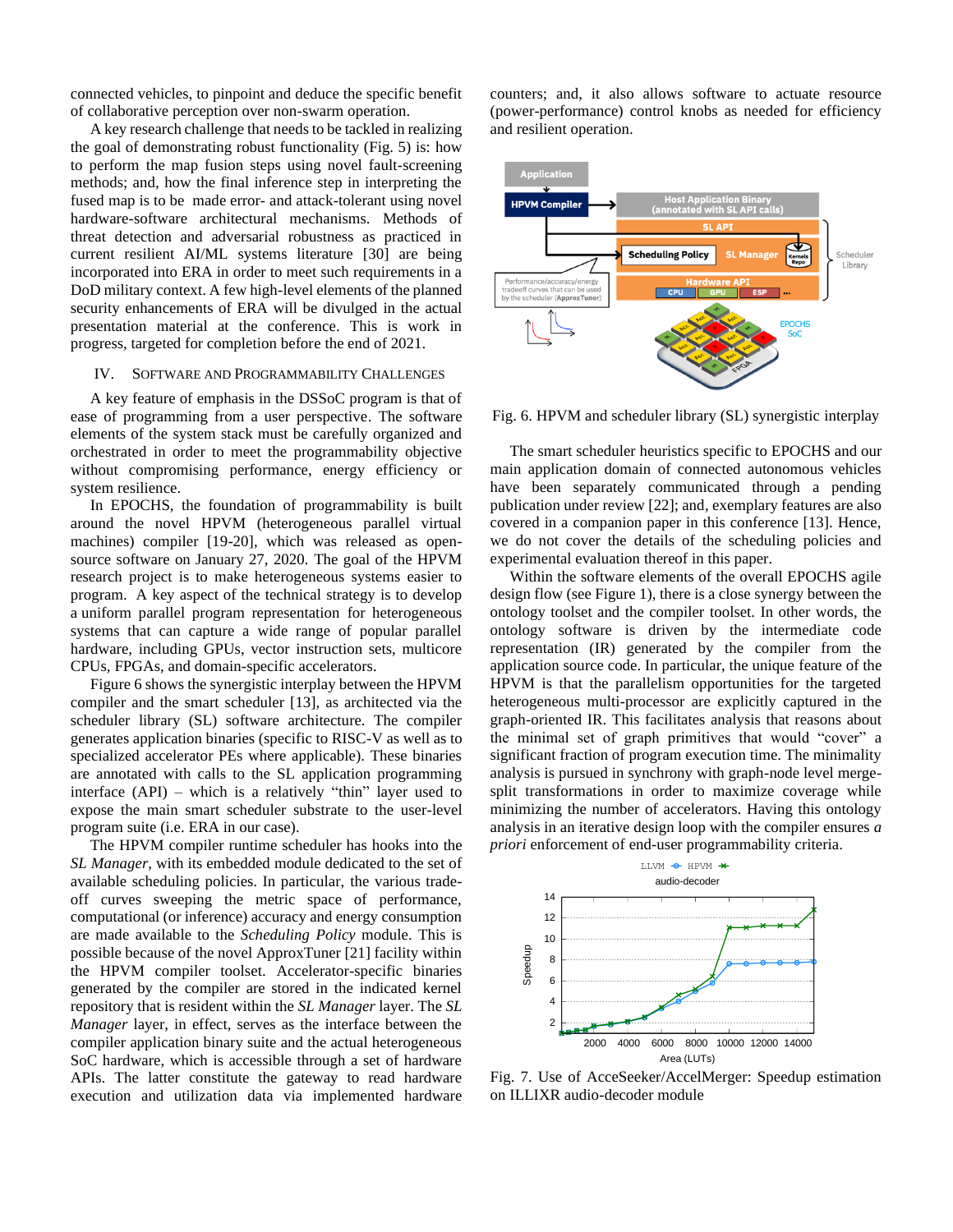connected vehicles, to pinpoint and deduce the specific benefit of collaborative perception over non-swarm operation.

A key research challenge that needs to be tackled in realizing the goal of demonstrating robust functionality (Fig. 5) is: how to perform the map fusion steps using novel fault-screening methods; and, how the final inference step in interpreting the fused map is to be made error- and attack-tolerant using novel hardware-software architectural mechanisms. Methods of threat detection and adversarial robustness as practiced in current resilient AI/ML systems literature [30] are being incorporated into ERA in order to meet such requirements in a DoD military context. A few high-level elements of the planned security enhancements of ERA will be divulged in the actual presentation material at the conference. This is work in progress, targeted for completion before the end of 2021.

## IV. Software and Programmability Challenges

A key feature of emphasis in the DSSoC program is that of ease of programming from a user perspective. The software elements of the system stack must be carefully organized and orchestrated in order to meet the programmability objective without compromising performance, energy efficiency or system resilience.

In EPOCHS, the foundation of programmability is built around the novel HPVM (heterogeneous parallel virtual machines) compiler [19-20], which was released as open-source software on January 27, 2020. The goal of the HPVM research project is to make heterogeneous systems easier to program. A key aspect of the technical strategy is to develop a uniform parallel program representation for heterogeneous systems that can capture a wide range of popular parallel hardware, including GPUs, vector instruction sets, multicore CPUs, FPGAs, and domain-specific accelerators.

Figure 6 shows the synergistic interplay between the HPVM compiler and the smart scheduler [13], as architected via the scheduler library (SL) software architecture. The compiler generates application binaries (specific to RISC-V as well as to specialized accelerator PEs where applicable). These binaries are annotated with calls to the SL application programming interface (API) – which is a relatively “thin” layer used to expose the main smart scheduler substrate to the user-level program suite (i.e. ERA in our case).

The HPVM compiler runtime scheduler has hooks into the *SL Manager*, with its embedded module dedicated to the set of available scheduling policies. In particular, the various trade-off curves sweeping the metric space of performance, computational (or inference) accuracy and energy consumption are made available to the *Scheduling Policy* module. This is possible because of the novel ApproxTuner [21] facility within the HPVM compiler toolset. Accelerator-specific binaries generated by the compiler are stored in the indicated kernel repository that is resident within the *SL Manager* layer. The *SL Manager* layer, in effect, serves as the interface between the compiler application binary suite and the actual heterogeneous SoC hardware, which is accessible through a set of hardware APIs. The latter constitute the gateway to read hardware execution and utilization data via implemented hardware counters; and, it also allows software to actuate resource (power-performance) control knobs as needed for efficiency and resilient operation.

Fig. 6. HPVM and scheduler library (SL) synergistic interplay

The smart scheduler heuristics specific to EPOCHS and our main application domain of connected autonomous vehicles have been separately communicated through a pending publication under review [22]; and, exemplary features are also covered in a companion paper in this conference [13]. Hence, we do not cover the details of the scheduling policies and experimental evaluation thereof in this paper.

Within the software elements of the overall EPOCHS agile design flow (see Figure 1), there is a close synergy between the ontology toolset and the compiler toolset. In other words, the ontology software is driven by the intermediate code representation (IR) generated by the compiler from the application source code. In particular, the unique feature of the HPVM is that the parallelism opportunities for the targeted heterogeneous multi-processor are explicitly captured in the graph-oriented IR. This facilitates analysis that reasons about the minimal set of graph primitives that would “cover” a significant fraction of program execution time. The minimality analysis is pursued in synchrony with graph-node level merge-split transformations in order to maximize coverage while minimizing the number of accelerators. Having this ontology analysis in an iterative design loop with the compiler ensures *a priori* enforcement of end-user programmability criteria.

Fig. 7. Use of AcceSeeker/AccelMerger: Speedup estimation on ILLIXR audio-decoder module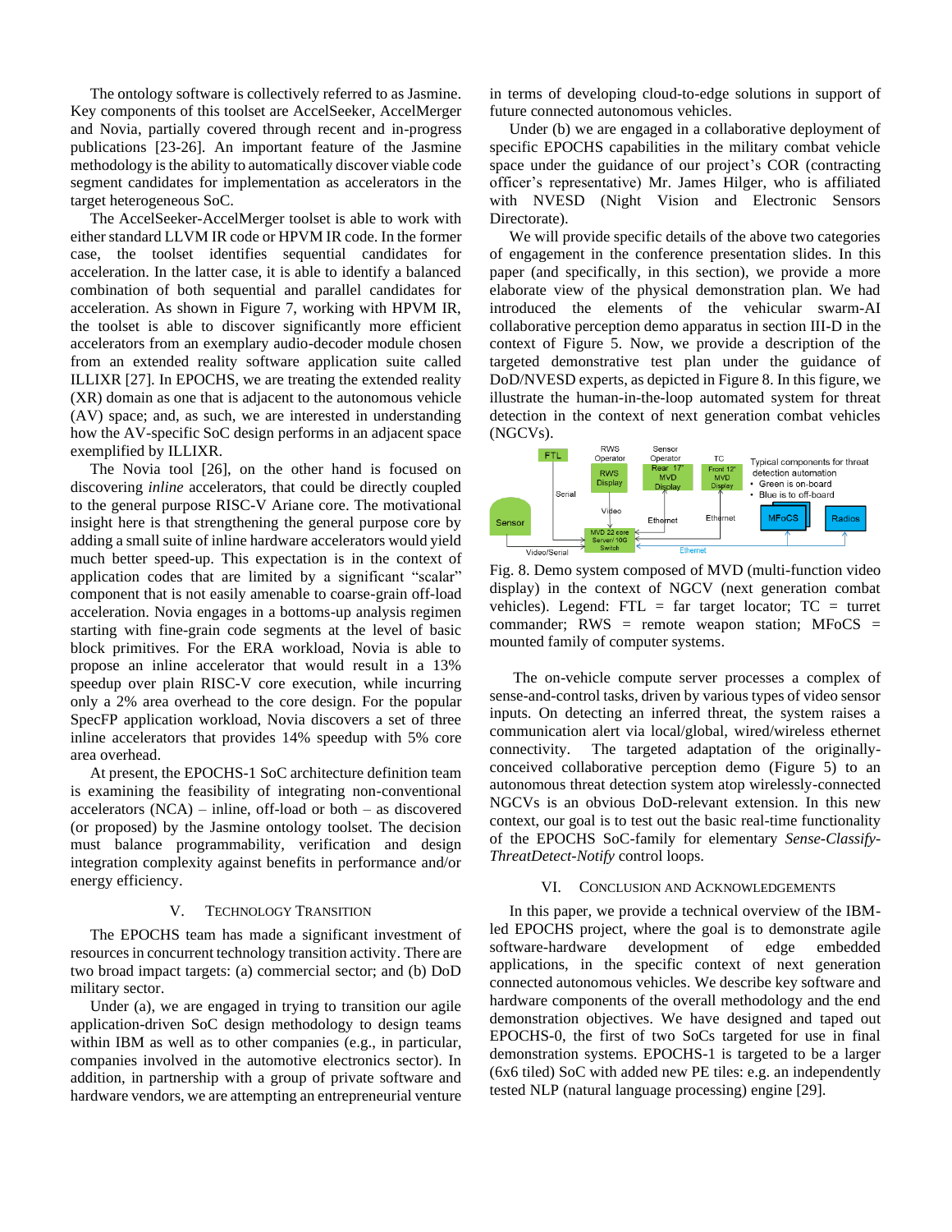The ontology software is collectively referred to as Jasmine. Key components of this toolset are AccelSeeker, AccelMerger and Novia, partially covered through recent and in-progress publications [23-26]. An important feature of the Jasmine methodology is the ability to automatically discover viable code segment candidates for implementation as accelerators in the target heterogeneous SoC.

The AccelSeeker-AccelMerger toolset is able to work with either standard LLVM IR code or HPVM IR code. In the former case, the toolset identifies sequential candidates for acceleration. In the latter case, it is able to identify a balanced combination of both sequential and parallel candidates for acceleration. As shown in Figure 7, working with HPVM IR, the toolset is able to discover significantly more efficient accelerators from an exemplary audio-decoder module chosen from an extended reality software application suite called ILLIXR [27]. In EPOCHS, we are treating the extended reality (XR) domain as one that is adjacent to the autonomous vehicle (AV) space; and, as such, we are interested in understanding how the AV-specific SoC design performs in an adjacent space exemplified by ILLIXR.

The Novia tool [26], on the other hand is focused on discovering *inline* accelerators, that could be directly coupled to the general purpose RISC-V Ariane core. The motivational insight here is that strengthening the general purpose core by adding a small suite of inline hardware accelerators would yield much better speed-up. This expectation is in the context of application codes that are limited by a significant "scalar" component that is not easily amenable to coarse-grain off-load acceleration. Novia engages in a bottoms-up analysis regimen starting with fine-grain code segments at the level of basic block primitives. For the ERA workload, Novia is able to propose an inline accelerator that would result in a 13% speedup over plain RISC-V core execution, while incurring only a 2% area overhead to the core design. For the popular SpecFP application workload, Novia discovers a set of three inline accelerators that provides 14% speedup with 5% core area overhead.

At present, the EPOCHS-1 SoC architecture definition team is examining the feasibility of integrating non-conventional accelerators (NCA) – inline, off-load or both – as discovered (or proposed) by the Jasmine ontology toolset. The decision must balance programmability, verification and design integration complexity against benefits in performance and/or energy efficiency.

## V. Technology Transition

The EPOCHS team has made a significant investment of resources in concurrent technology transition activity. There are two broad impact targets: (a) commercial sector; and (b) DoD military sector.

Under (a), we are engaged in trying to transition our agile application-driven SoC design methodology to design teams within IBM as well as to other companies (e.g., in particular, companies involved in the automotive electronics sector). In addition, in partnership with a group of private software and hardware vendors, we are attempting an entrepreneurial venture in terms of developing cloud-to-edge solutions in support of future connected autonomous vehicles.

Under (b) we are engaged in a collaborative deployment of specific EPOCHS capabilities in the military combat vehicle space under the guidance of our project's COR (contracting officer's representative) Mr. James Hilger, who is affiliated with NVESD (Night Vision and Electronic Sensors Directorate).

We will provide specific details of the above two categories of engagement in the conference presentation slides. In this paper (and specifically, in this section), we provide a more elaborate view of the physical demonstration plan. We had introduced the elements of the vehicular swarm-AI collaborative perception demo apparatus in section III-D in the context of Figure 5. Now, we provide a description of the targeted demonstrative test plan under the guidance of DoD/NVESD experts, as depicted in Figure 8. In this figure, we illustrate the human-in-the-loop automated system for threat detection in the context of next generation combat vehicles (NGCVs).

Fig. 8. Demo system composed of MVD (multi-function video display) in the context of NGCV (next generation combat vehicles). Legend: FTL = far target locator; TC = turret commander; RWS = remote weapon station; MFoCS = mounted family of computer systems.

The on-vehicle compute server processes a complex of sense-and-control tasks, driven by various types of video sensor inputs. On detecting an inferred threat, the system raises a communication alert via local/global, wired/wireless ethernet connectivity. The targeted adaptation of the originally-conceived collaborative perception demo (Figure 5) to an autonomous threat detection system atop wirelessly-connected NGCVs is an obvious DoD-relevant extension. In this new context, our goal is to test out the basic real-time functionality of the EPOCHS SoC-family for elementary *Sense-Classify-ThreatDetect-Notify* control loops.

## VI. Conclusion and Acknowledgements

In this paper, we provide a technical overview of the IBM-led EPOCHS project, where the goal is to demonstrate agile software-hardware development of edge embedded applications, in the specific context of next generation connected autonomous vehicles. We describe key software and hardware components of the overall methodology and the end demonstration objectives. We have designed and taped out EPOCHS-0, the first of two SoCs targeted for use in final demonstration systems. EPOCHS-1 is targeted to be a larger (6x6 tiled) SoC with added new PE tiles: e.g. an independently tested NLP (natural language processing) engine [29].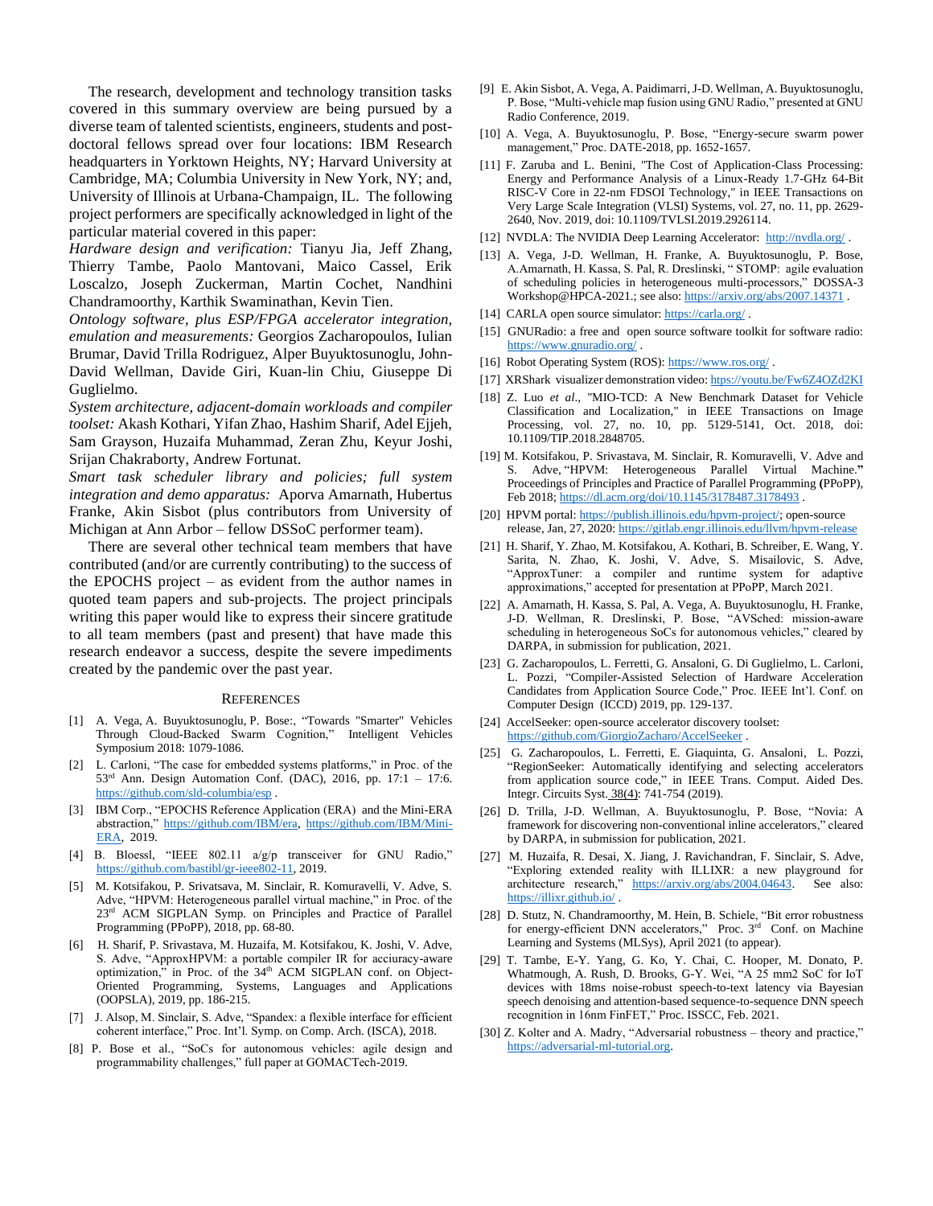The research, development and technology transition tasks covered in this summary overview are being pursued by a diverse team of talented scientists, engineers, students and post-doctoral fellows spread over four locations: IBM Research headquarters in Yorktown Heights, NY; Harvard University at Cambridge, MA; Columbia University in New York, NY; and, University of Illinois at Urbana-Champaign, IL. The following project performers are specifically acknowledged in light of the particular material covered in this paper:

*Hardware design and verification:* Tianyu Jia, Jeff Zhang, Thierry Tambe, Paolo Mantovani, Maico Cassel, Erik Loscalzo, Joseph Zuckerman, Martin Cochet, Nandhini Chandramoorthy, Karthik Swaminathan, Kevin Tien.

*Ontology software, plus ESP/FPGA accelerator integration, emulation and measurements:* Georgios Zacharopoulos, Iulian Brumar, David Trilla Rodriguez, Alper Buyuktosunoglu, John-David Wellman, Davide Giri, Kuan-lin Chiu, Giuseppe Di Guglielmo.

*System architecture, adjacent-domain workloads and compiler toolset:* Akash Kothari, Yifan Zhao, Hashim Sharif, Adel Ejjeh, Sam Grayson, Huzaifa Muhammad, Zeran Zhu, Keyur Joshi, Srijan Chakraborty, Andrew Fortunat.

*Smart task scheduler library and policies; full system integration and demo apparatus:* Aporva Amarnath, Hubertus Franke, Akin Sisbot (plus contributors from University of Michigan at Ann Arbor – fellow DSSoC performer team).

There are several other technical team members that have contributed (and/or are currently contributing) to the success of the EPOCHS project – as evident from the author names in quoted team papers and sub-projects. The project principals writing this paper would like to express their sincere gratitude to all team members (past and present) that have made this research endeavor a success, despite the severe impediments created by the pandemic over the past year.

## References

[1] A. Vega, A. Buyuktosunoglu, P. Bose:, "Towards "Smarter" Vehicles Through Cloud-Backed Swarm Cognition," Intelligent Vehicles Symposium 2018: 1079-1086.

[2] L. Carloni, "The case for embedded systems platforms," in Proc. of the 53rd Ann. Design Automation Conf. (DAC), 2016, pp. 17:1 – 17:6. https://github.com/sld-columbia/esp .

[3] IBM Corp., "EPOCHS Reference Application (ERA) and the Mini-ERA abstraction," https://github.com/IBM/era, https://github.com/IBM/Mini-ERA, 2019.

[4] B. Bloessl, "IEEE 802.11 a/g/p transceiver for GNU Radio," https://github.com/bastibl/gr-ieee802-11, 2019.

[5] M. Kotsifakou, P. Srivatsava, M. Sinclair, R. Komuravelli, V. Adve, S. Adve, "HPVM: Heterogeneous parallel virtual machine," in Proc. of the 23rd ACM SIGPLAN Symp. on Principles and Practice of Parallel Programming (PPoPP), 2018, pp. 68-80.

[6] H. Sharif, P. Srivastava, M. Huzaifa, M. Kotsifakou, K. Joshi, V. Adve, S. Adve, "ApproxHPVM: a portable compiler IR for acciuracy-aware optimization," in Proc. of the 34th ACM SIGPLAN conf. on Object-Oriented Programming, Systems, Languages and Applications (OOPSLA), 2019, pp. 186-215.

[7] J. Alsop, M. Sinclair, S. Adve, "Spandex: a flexible interface for efficient coherent interface," Proc. Int'l. Symp. on Comp. Arch. (ISCA), 2018.

[8] P. Bose et al., "SoCs for autonomous vehicles: agile design and programmability challenges," full paper at GOMACTech-2019.

[9] E. Akin Sisbot, A. Vega, A. Paidimarri, J-D. Wellman, A. Buyuktosunoglu, P. Bose, "Multi-vehicle map fusion using GNU Radio," presented at GNU Radio Conference, 2019.

[10] A. Vega, A. Buyuktosunoglu, P. Bose, "Energy-secure swarm power management," Proc. DATE-2018, pp. 1652-1657.

[11] F. Zaruba and L. Benini, "The Cost of Application-Class Processing: Energy and Performance Analysis of a Linux-Ready 1.7-GHz 64-Bit RISC-V Core in 22-nm FDSOI Technology," in IEEE Transactions on Very Large Scale Integration (VLSI) Systems, vol. 27, no. 11, pp. 2629-2640, Nov. 2019, doi: 10.1109/TVLSI.2019.2926114.

[12] NVDLA: The NVIDIA Deep Learning Accelerator: http://nvdla.org/ .

[13] A. Vega, J-D. Wellman, H. Franke, A. Buyuktosunoglu, P. Bose, A.Amarnath, H. Kassa, S. Pal, R. Dreslinski, " STOMP: agile evaluation of scheduling policies in heterogeneous multi-processors," DOSSA-3 Workshop@HPCA-2021.; see also: https://arxiv.org/abs/2007.14371 .

[14] CARLA open source simulator: https://carla.org/ .

[15] GNURadio: a free and open source software toolkit for software radio: https://www.gnuradio.org/ .

[16] Robot Operating System (ROS): https://www.ros.org/ .

[17] XRShark visualizer demonstration video: https://youtu.be/Fw6Z4OZd2KI

[18] Z. Luo *et al*., "MIO-TCD: A New Benchmark Dataset for Vehicle Classification and Localization," in IEEE Transactions on Image Processing, vol. 27, no. 10, pp. 5129-5141, Oct. 2018, doi: 10.1109/TIP.2018.2848705.

[19] M. Kotsifakou, P. Srivastava, M. Sinclair, R. Komuravelli, V. Adve and S. Adve, "HPVM: Heterogeneous Parallel Virtual Machine." Proceedings of Principles and Practice of Parallel Programming (PPoPP), Feb 2018; https://dl.acm.org/doi/10.1145/3178487.3178493 .

[20] HPVM portal: https://publish.illinois.edu/hpvm-project/; open-source release, Jan, 27, 2020: https://gitlab.engr.illinois.edu/llvm/hpvm-release

[21] H. Sharif, Y. Zhao, M. Kotsifakou, A. Kothari, B. Schreiber, E. Wang, Y. Sarita, N. Zhao, K. Joshi, V. Adve, S. Misailovic, S. Adve, "ApproxTuner: a compiler and runtime system for adaptive approximations," accepted for presentation at PPoPP, March 2021.

[22] A. Amarnath, H. Kassa, S. Pal, A. Vega, A. Buyuktosunoglu, H. Franke, J-D. Wellman, R. Dreslinski, P. Bose, "AVSched: mission-aware scheduling in heterogeneous SoCs for autonomous vehicles," cleared by DARPA, in submission for publication, 2021.

[23] G. Zacharopoulos, L. Ferretti, G. Ansaloni, G. Di Guglielmo, L. Carloni, L. Pozzi, "Compiler-Assisted Selection of Hardware Acceleration Candidates from Application Source Code," Proc. IEEE Int'l. Conf. on Computer Design (ICCD) 2019, pp. 129-137.

[24] AccelSeeker: open-source accelerator discovery toolset: https://github.com/GiorgioZacharo/AccelSeeker .

[25] G. Zacharopoulos, L. Ferretti, E. Giaquinta, G. Ansaloni, L. Pozzi, "RegionSeeker: Automatically identifying and selecting accelerators from application source code," in IEEE Trans. Comput. Aided Des. Integr. Circuits Syst. 38(4): 741-754 (2019).

[26] D. Trilla, J-D. Wellman, A. Buyuktosunoglu, P. Bose, "Novia: A framework for discovering non-conventional inline accelerators," cleared by DARPA, in submission for publication, 2021.

[27] M. Huzaifa, R. Desai, X. Jiang, J. Ravichandran, F. Sinclair, S. Adve, "Exploring extended reality with ILLIXR: a new playground for architecture research," https://arxiv.org/abs/2004.04643. See also: https://illixr.github.io/ .

[28] D. Stutz, N. Chandramoorthy, M. Hein, B. Schiele, "Bit error robustness for energy-efficient DNN accelerators," Proc. 3rd Conf. on Machine Learning and Systems (MLSys), April 2021 (to appear).

[29] T. Tambe, E-Y. Yang, G. Ko, Y. Chai, C. Hooper, M. Donato, P. Whatmough, A. Rush, D. Brooks, G-Y. Wei, "A 25 mm2 SoC for IoT devices with 18ms noise-robust speech-to-text latency via Bayesian speech denoising and attention-based sequence-to-sequence DNN speech recognition in 16nm FinFET," Proc. ISSCC, Feb. 2021.

[30] Z. Kolter and A. Madry, "Adversarial robustness – theory and practice," https://adversarial-ml-tutorial.org.